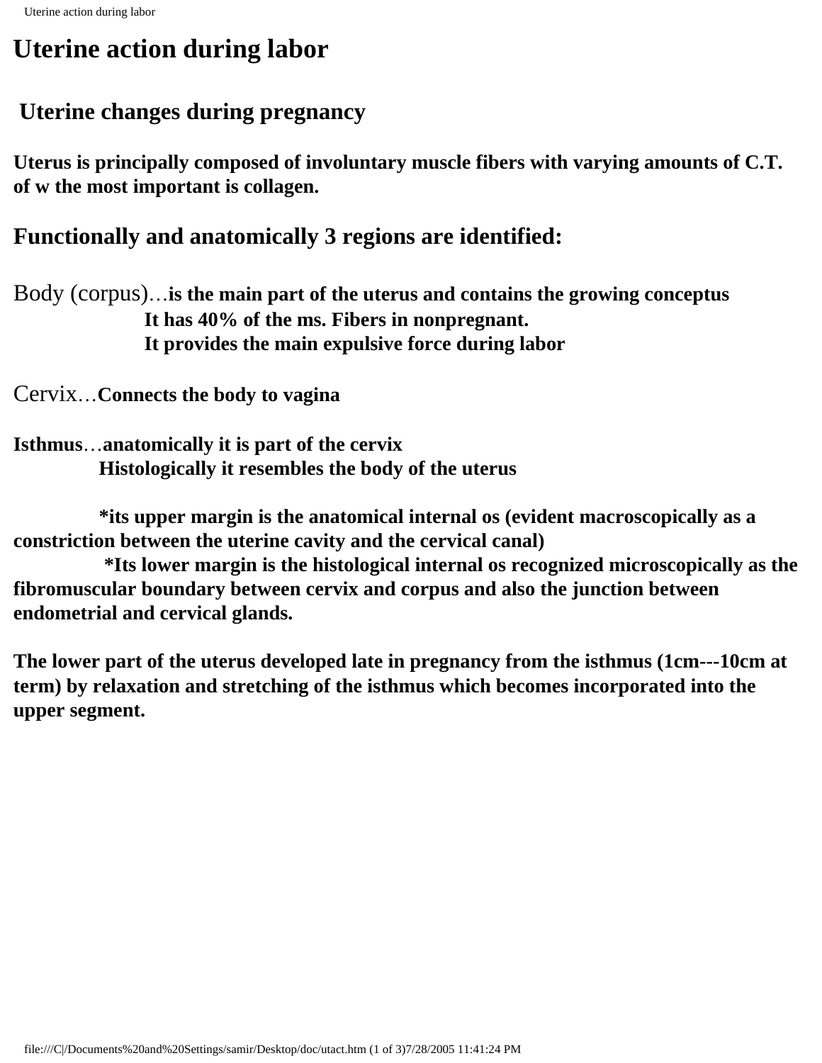# Uterine action during labor

## Uterine changes during pregnancy

**Uterus is principally composed of involuntary muscle fibers with varying amounts of C.T. of w the most important is collagen.**

### Functionally and anatomically 3 regions are identified:

Body (corpus)…**is the main part of the uterus and contains the growing conceptus**
**It has 40% of the ms. Fibers in nonpregnant.**
**It provides the main expulsive force during labor**

Cervix…**Connects the body to vagina**

**Isthmus**…**anatomically it is part of the cervix**
**Histologically it resembles the body of the uterus**

**\*its upper margin is the anatomical internal os (evident macroscopically as a constriction between the uterine cavity and the cervical canal)**
**\*Its lower margin is the histological internal os recognized microscopically as the fibromuscular boundary between cervix and corpus and also the junction between endometrial and cervical glands.**

**The lower part of the uterus developed late in pregnancy from the isthmus (1cm---10cm at term) by relaxation and stretching of the isthmus which becomes incorporated into the upper segment.**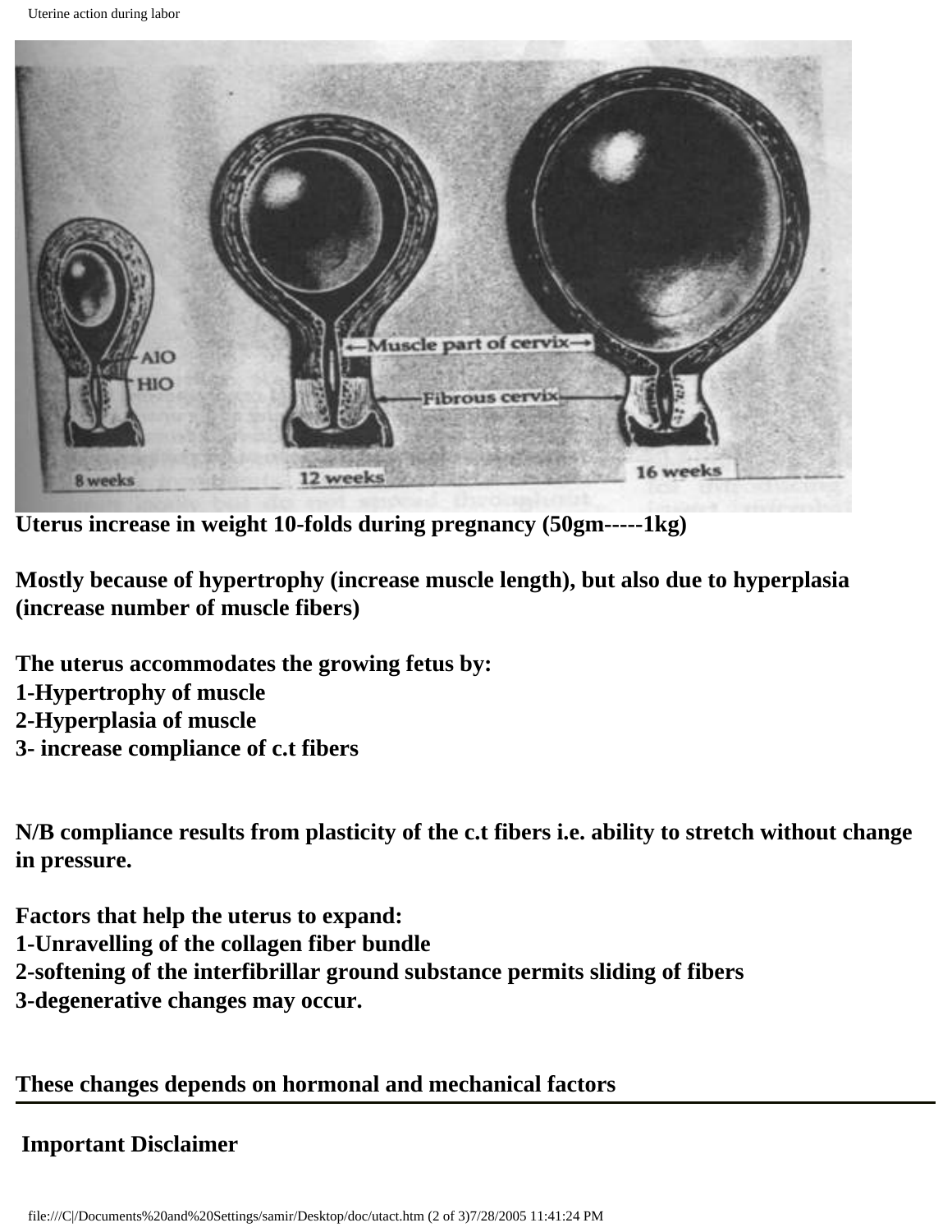**Uterus increase in weight 10-folds during pregnancy (50gm-----1kg)**

**Mostly because of hypertrophy (increase muscle length), but also due to hyperplasia (increase number of muscle fibers)**

**The uterus accommodates the growing fetus by:**
**1-Hypertrophy of muscle**
**2-Hyperplasia of muscle**
**3- increase compliance of c.t fibers**

**N/B compliance results from plasticity of the c.t fibers i.e. ability to stretch without change in pressure.**

**Factors that help the uterus to expand:**
**1-Unravelling of the collagen fiber bundle**
**2-softening of the interfibrillar ground substance permits sliding of fibers**
**3-degenerative changes may occur.**

**These changes depends on hormonal and mechanical factors**

---

**Important Disclaimer**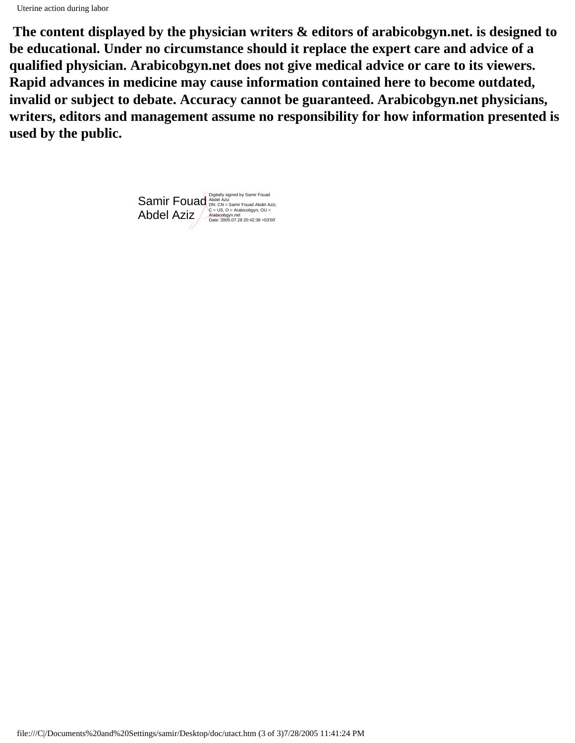**The content displayed by the physician writers & editors of arabicobgyn.net. is designed to be educational. Under no circumstance should it replace the expert care and advice of a qualified physician. Arabicobgyn.net does not give medical advice or care to its viewers. Rapid advances in medicine may cause information contained here to become outdated, invalid or subject to debate. Accuracy cannot be guaranteed. Arabicobgyn.net physicians, writers, editors and management assume no responsibility for how information presented is used by the public.**

Samir Fouad Abdel Aziz

Digitally signed by Samir Fouad Abdel Aziz
DN: CN = Samir Fouad Abdel Aziz, C = US, O = Arabicobgyn, OU = Arabicobgyn.net
Date: 2005.07.28 20:42:38 +03'00'